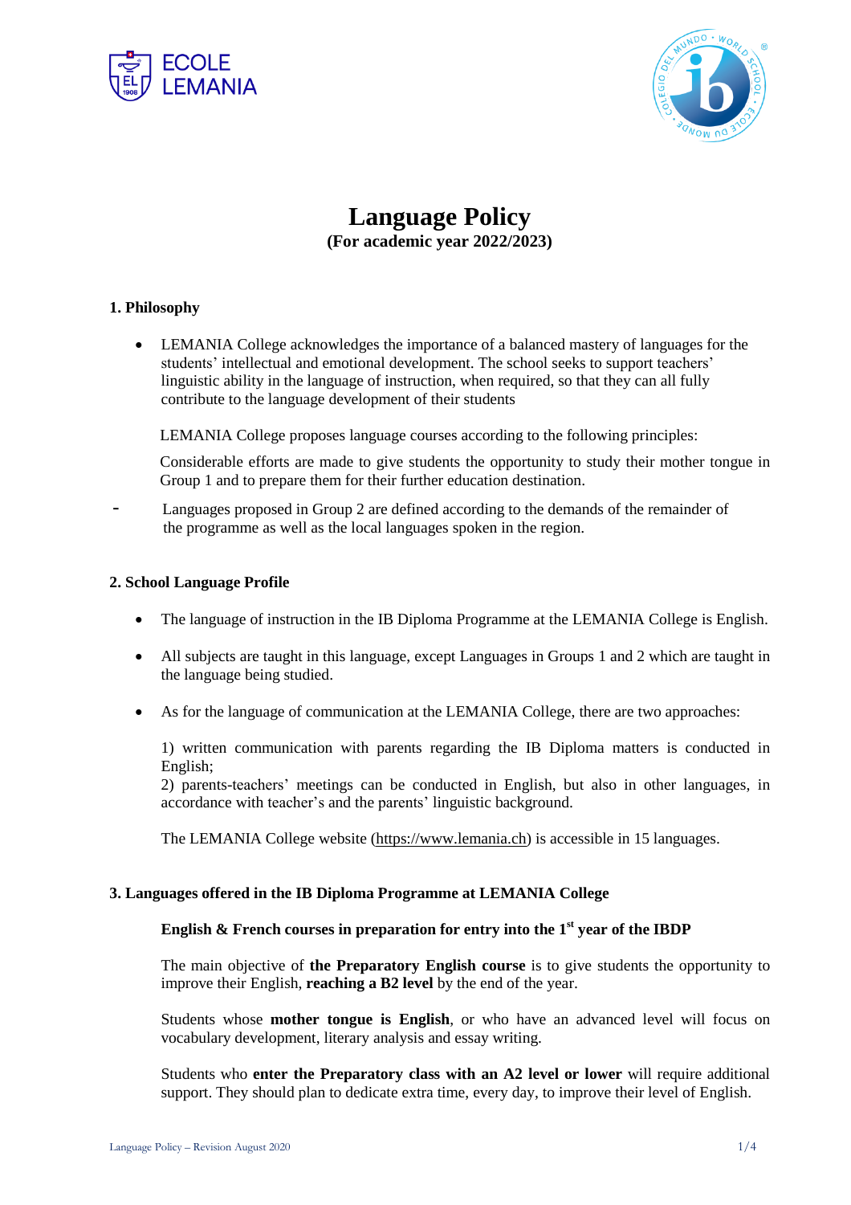# Language Policy

**(For academic year 2022/2023)**

## 1. Philosophy

- LEMANIA College acknowledges the importance of a balanced mastery of languages for the students' intellectual and emotional development. The school seeks to support teachers' linguistic ability in the language of instruction, when required, so that they can all fully contribute to the language development of their students

LEMANIA College proposes language courses according to the following principles:

Considerable efforts are made to give students the opportunity to study their mother tongue in Group 1 and to prepare them for their further education destination.

- Languages proposed in Group 2 are defined according to the demands of the remainder of the programme as well as the local languages spoken in the region.

## 2. School Language Profile

- The language of instruction in the IB Diploma Programme at the LEMANIA College is English.
- All subjects are taught in this language, except Languages in Groups 1 and 2 which are taught in the language being studied.
- As for the language of communication at the LEMANIA College, there are two approaches:

  1) written communication with parents regarding the IB Diploma matters is conducted in English;
  2) parents-teachers' meetings can be conducted in English, but also in other languages, in accordance with teacher's and the parents' linguistic background.

  The LEMANIA College website (https://www.lemania.ch) is accessible in 15 languages.

## 3. Languages offered in the IB Diploma Programme at LEMANIA College

### English & French courses in preparation for entry into the 1st year of the IBDP

The main objective of **the Preparatory English course** is to give students the opportunity to improve their English, **reaching a B2 level** by the end of the year.

Students whose **mother tongue is English**, or who have an advanced level will focus on vocabulary development, literary analysis and essay writing.

Students who **enter the Preparatory class with an A2 level or lower** will require additional support. They should plan to dedicate extra time, every day, to improve their level of English.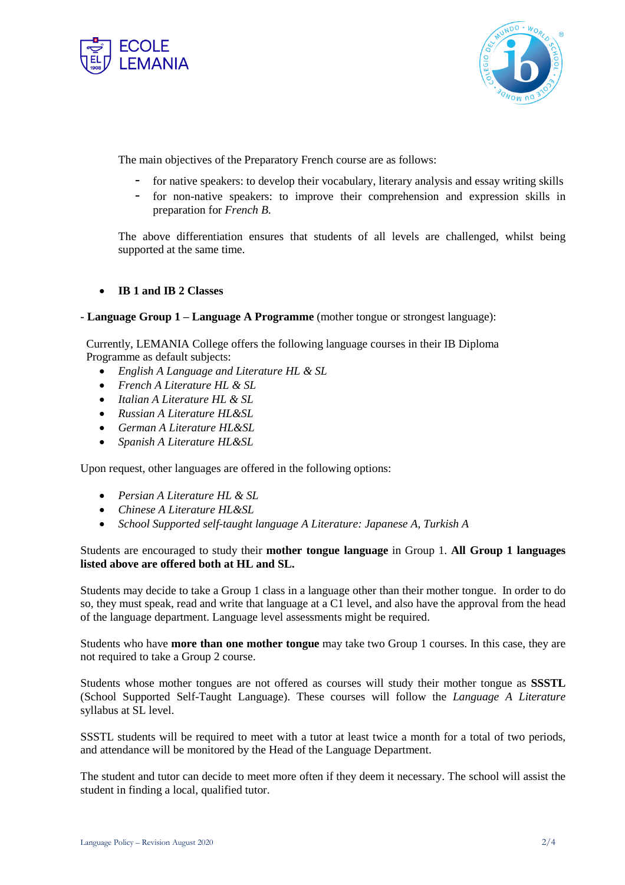The main objectives of the Preparatory French course are as follows:

- for native speakers: to develop their vocabulary, literary analysis and essay writing skills
- for non-native speakers: to improve their comprehension and expression skills in preparation for *French B.*

The above differentiation ensures that students of all levels are challenged, whilst being supported at the same time.

- **IB 1 and IB 2 Classes**

**- Language Group 1 – Language A Programme** (mother tongue or strongest language):

Currently, LEMANIA College offers the following language courses in their IB Diploma Programme as default subjects:

- *English A Language and Literature HL & SL*
- *French A Literature HL & SL*
- *Italian A Literature HL & SL*
- *Russian A Literature HL&SL*
- *German A Literature HL&SL*
- *Spanish A Literature HL&SL*

Upon request, other languages are offered in the following options:

- *Persian A Literature HL & SL*
- *Chinese A Literature HL&SL*
- *School Supported self-taught language A Literature: Japanese A, Turkish A*

Students are encouraged to study their **mother tongue language** in Group 1. **All Group 1 languages listed above are offered both at HL and SL.**

Students may decide to take a Group 1 class in a language other than their mother tongue. In order to do so, they must speak, read and write that language at a C1 level, and also have the approval from the head of the language department. Language level assessments might be required.

Students who have **more than one mother tongue** may take two Group 1 courses. In this case, they are not required to take a Group 2 course.

Students whose mother tongues are not offered as courses will study their mother tongue as **SSSTL** (School Supported Self-Taught Language). These courses will follow the *Language A Literature* syllabus at SL level.

SSSTL students will be required to meet with a tutor at least twice a month for a total of two periods, and attendance will be monitored by the Head of the Language Department.

The student and tutor can decide to meet more often if they deem it necessary. The school will assist the student in finding a local, qualified tutor.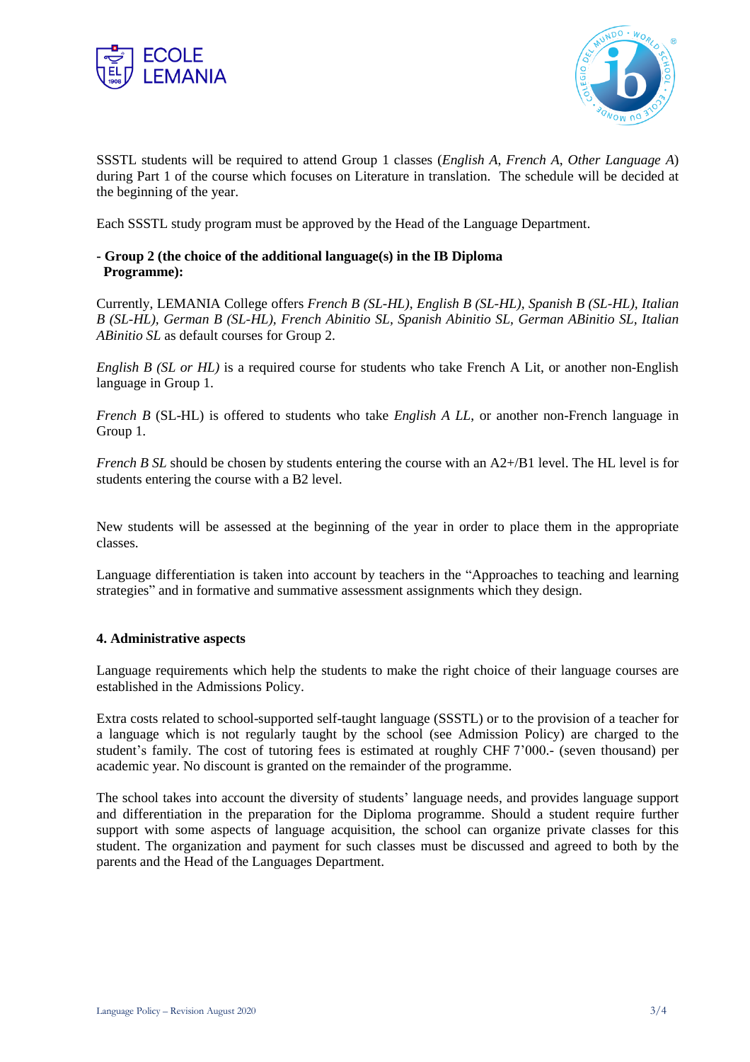SSSTL students will be required to attend Group 1 classes (*English A*, *French A*, *Other Language A*) during Part 1 of the course which focuses on Literature in translation. The schedule will be decided at the beginning of the year.

Each SSSTL study program must be approved by the Head of the Language Department.

**- Group 2 (the choice of the additional language(s) in the IB Diploma Programme):**

Currently, LEMANIA College offers *French B (SL-HL)*, *English B (SL-HL)*, *Spanish B (SL-HL)*, *Italian B (SL-HL)*, *German B (SL-HL)*, *French Abinitio SL*, *Spanish Abinitio SL*, *German ABinitio SL*, *Italian ABinitio SL* as default courses for Group 2.

*English B (SL or HL)* is a required course for students who take French A Lit, or another non-English language in Group 1.

*French B* (SL-HL) is offered to students who take *English A LL*, or another non-French language in Group 1.

*French B SL* should be chosen by students entering the course with an A2+/B1 level. The HL level is for students entering the course with a B2 level.

New students will be assessed at the beginning of the year in order to place them in the appropriate classes.

Language differentiation is taken into account by teachers in the "Approaches to teaching and learning strategies" and in formative and summative assessment assignments which they design.

#### 4. Administrative aspects

Language requirements which help the students to make the right choice of their language courses are established in the Admissions Policy.

Extra costs related to school-supported self-taught language (SSSTL) or to the provision of a teacher for a language which is not regularly taught by the school (see Admission Policy) are charged to the student's family. The cost of tutoring fees is estimated at roughly CHF 7'000.- (seven thousand) per academic year. No discount is granted on the remainder of the programme.

The school takes into account the diversity of students' language needs, and provides language support and differentiation in the preparation for the Diploma programme. Should a student require further support with some aspects of language acquisition, the school can organize private classes for this student. The organization and payment for such classes must be discussed and agreed to both by the parents and the Head of the Languages Department.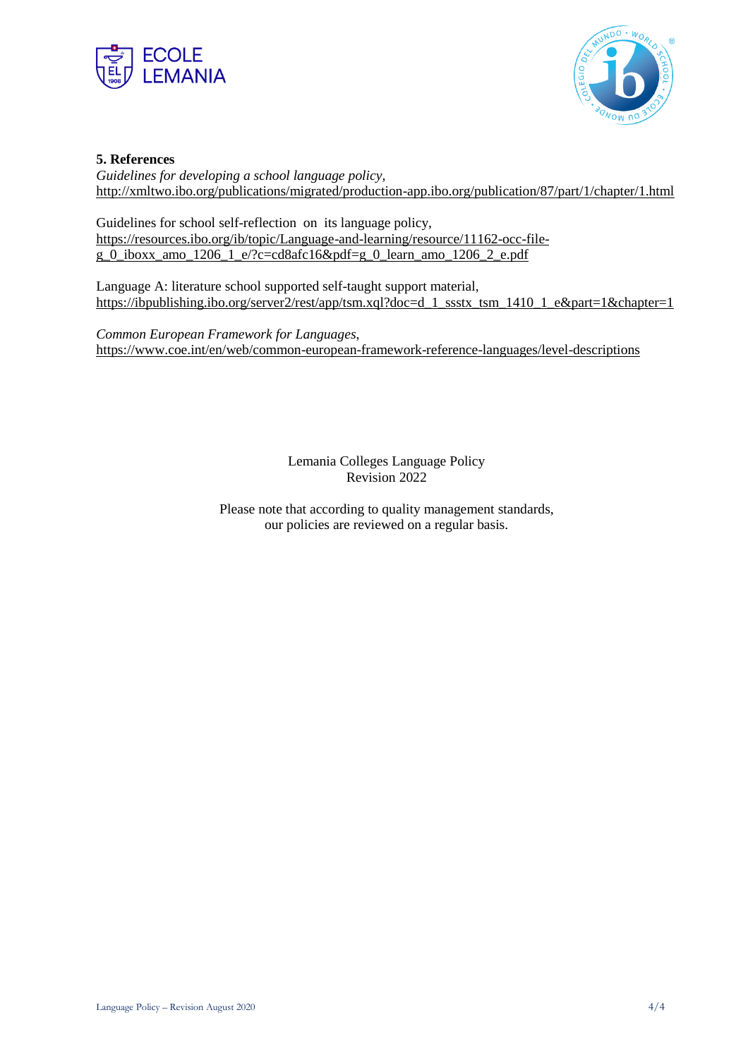**5. References**

*Guidelines for developing a school language policy*, http://xmltwo.ibo.org/publications/migrated/production-app.ibo.org/publication/87/part/1/chapter/1.html

Guidelines for school self-reflection on its language policy, https://resources.ibo.org/ib/topic/Language-and-learning/resource/11162-occ-file-g_0_iboxx_amo_1206_1_e/?c=cd8afc16&pdf=g_0_learn_amo_1206_2_e.pdf

Language A: literature school supported self-taught support material, https://ibpublishing.ibo.org/server2/rest/app/tsm.xql?doc=d_1_ssstx_tsm_1410_1_e&part=1&chapter=1

*Common European Framework for Languages*, https://www.coe.int/en/web/common-european-framework-reference-languages/level-descriptions

Lemania Colleges Language Policy
Revision 2022

Please note that according to quality management standards, our policies are reviewed on a regular basis.